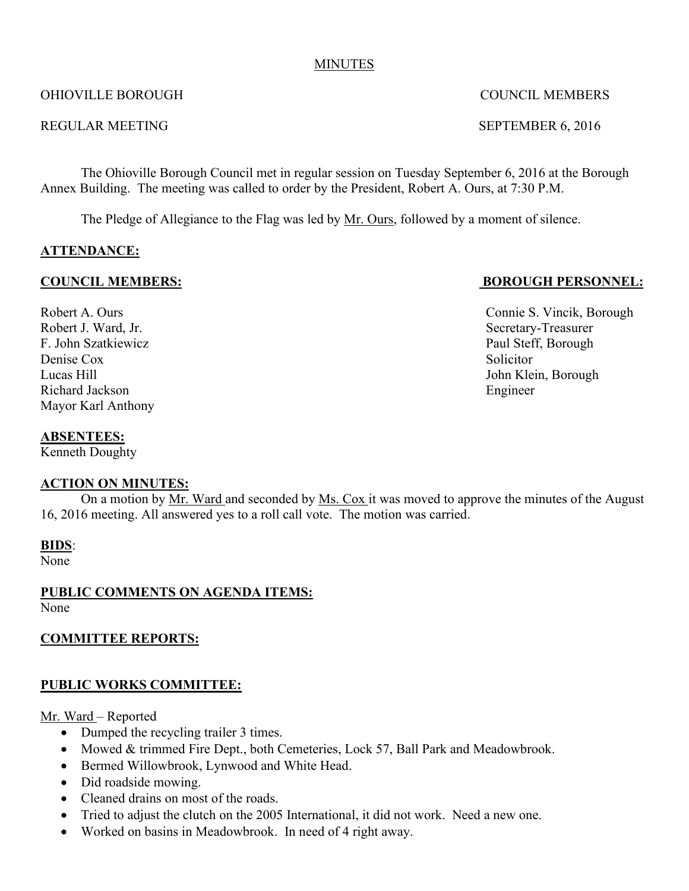MINUTES

OHIOVILLE BOROUGH COUNCIL MEMBERS

REGULAR MEETING SEPTEMBER 6, 2016

The Ohioville Borough Council met in regular session on Tuesday September 6, 2016 at the Borough Annex Building. The meeting was called to order by the President, Robert A. Ours, at 7:30 P.M.

The Pledge of Allegiance to the Flag was led by Mr. Ours, followed by a moment of silence.

**ATTENDANCE:**

**COUNCIL MEMBERS:**

Robert A. Ours
Robert J. Ward, Jr.
F. John Szatkiewicz
Denise Cox
Lucas Hill
Richard Jackson
Mayor Karl Anthony

**BOROUGH PERSONNEL:**

Connie S. Vincik, Borough Secretary-Treasurer
Paul Steff, Borough Solicitor
John Klein, Borough Engineer

**ABSENTEES:**
Kenneth Doughty

**ACTION ON MINUTES:**

On a motion by Mr. Ward and seconded by Ms. Cox it was moved to approve the minutes of the August 16, 2016 meeting. All answered yes to a roll call vote. The motion was carried.

**BIDS:**
None

**PUBLIC COMMENTS ON AGENDA ITEMS:**
None

**COMMITTEE REPORTS:**

**PUBLIC WORKS COMMITTEE:**

Mr. Ward – Reported

- Dumped the recycling trailer 3 times.
- Mowed & trimmed Fire Dept., both Cemeteries, Lock 57, Ball Park and Meadowbrook.
- Bermed Willowbrook, Lynwood and White Head.
- Did roadside mowing.
- Cleaned drains on most of the roads.
- Tried to adjust the clutch on the 2005 International, it did not work. Need a new one.
- Worked on basins in Meadowbrook. In need of 4 right away.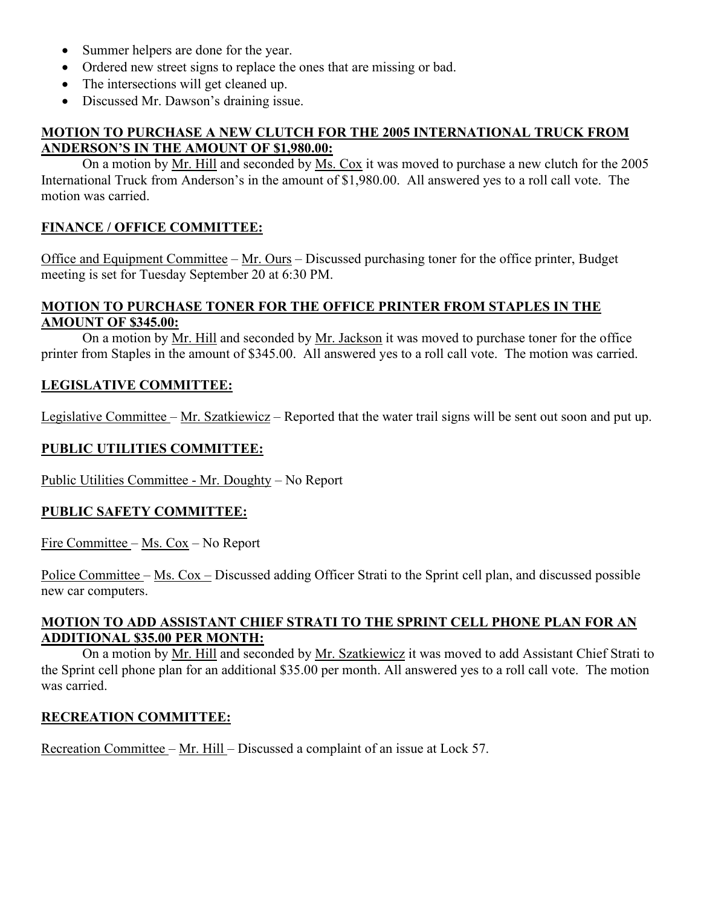- Summer helpers are done for the year.
- Ordered new street signs to replace the ones that are missing or bad.
- The intersections will get cleaned up.
- Discussed Mr. Dawson's draining issue.

**MOTION TO PURCHASE A NEW CLUTCH FOR THE 2005 INTERNATIONAL TRUCK FROM ANDERSON'S IN THE AMOUNT OF $1,980.00:**

On a motion by Mr. Hill and seconded by Ms. Cox it was moved to purchase a new clutch for the 2005 International Truck from Anderson's in the amount of $1,980.00. All answered yes to a roll call vote. The motion was carried.

**FINANCE / OFFICE COMMITTEE:**

Office and Equipment Committee – Mr. Ours – Discussed purchasing toner for the office printer, Budget meeting is set for Tuesday September 20 at 6:30 PM.

**MOTION TO PURCHASE TONER FOR THE OFFICE PRINTER FROM STAPLES IN THE AMOUNT OF $345.00:**

On a motion by Mr. Hill and seconded by Mr. Jackson it was moved to purchase toner for the office printer from Staples in the amount of $345.00. All answered yes to a roll call vote. The motion was carried.

**LEGISLATIVE COMMITTEE:**

Legislative Committee – Mr. Szatkiewicz – Reported that the water trail signs will be sent out soon and put up.

**PUBLIC UTILITIES COMMITTEE:**

Public Utilities Committee - Mr. Doughty – No Report

**PUBLIC SAFETY COMMITTEE:**

Fire Committee – Ms. Cox – No Report

Police Committee – Ms. Cox – Discussed adding Officer Strati to the Sprint cell plan, and discussed possible new car computers.

**MOTION TO ADD ASSISTANT CHIEF STRATI TO THE SPRINT CELL PHONE PLAN FOR AN ADDITIONAL $35.00 PER MONTH:**

On a motion by Mr. Hill and seconded by Mr. Szatkiewicz it was moved to add Assistant Chief Strati to the Sprint cell phone plan for an additional $35.00 per month. All answered yes to a roll call vote. The motion was carried.

**RECREATION COMMITTEE:**

Recreation Committee – Mr. Hill – Discussed a complaint of an issue at Lock 57.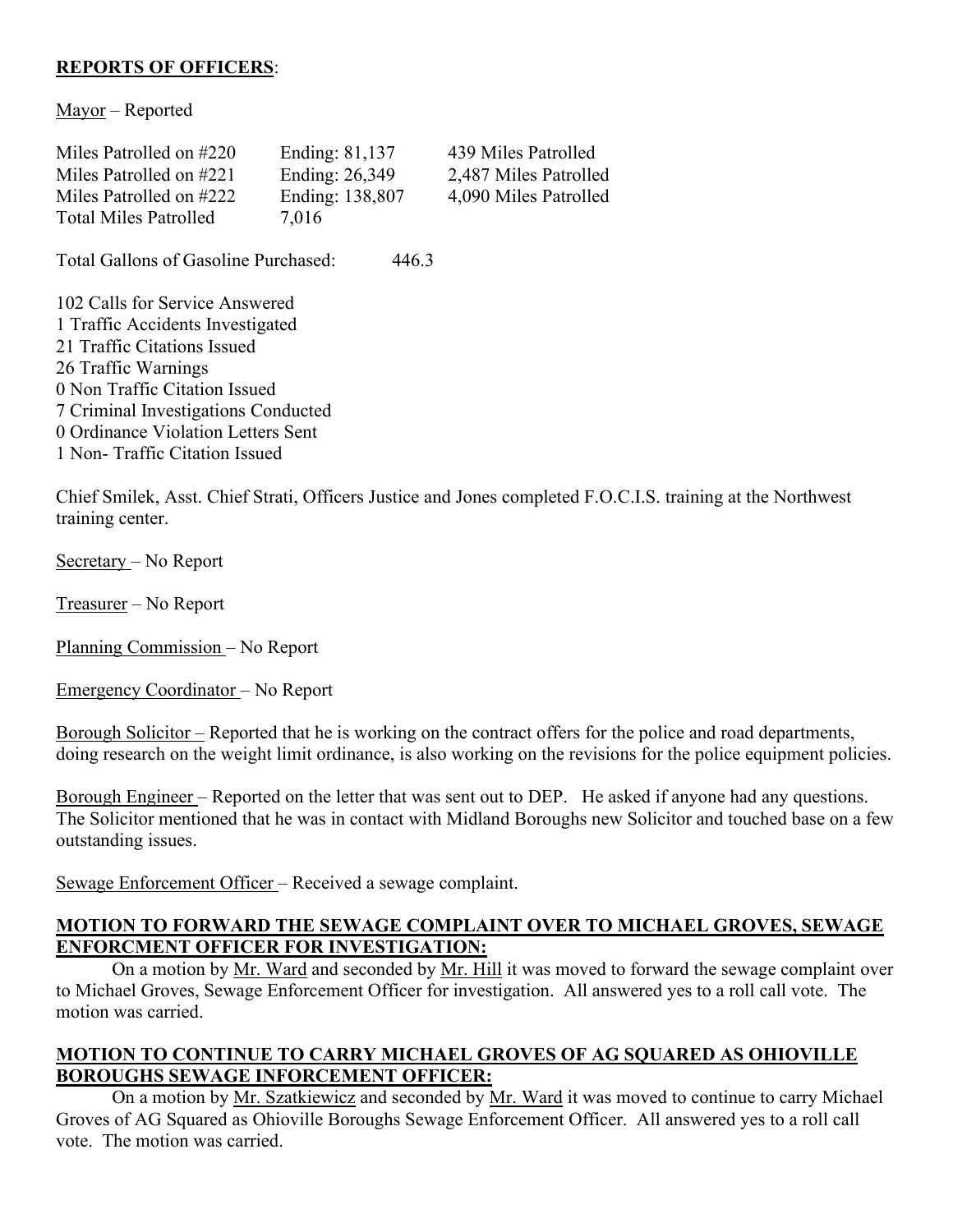**REPORTS OF OFFICERS**:

Mayor – Reported

| | | |
|---|---|---|
| Miles Patrolled on #220 | Ending: 81,137 | 439 Miles Patrolled |
| Miles Patrolled on #221 | Ending: 26,349 | 2,487 Miles Patrolled |
| Miles Patrolled on #222 | Ending: 138,807 | 4,090 Miles Patrolled |
| Total Miles Patrolled | 7,016 | |

Total Gallons of Gasoline Purchased: 446.3

102 Calls for Service Answered
1 Traffic Accidents Investigated
21 Traffic Citations Issued
26 Traffic Warnings
0 Non Traffic Citation Issued
7 Criminal Investigations Conducted
0 Ordinance Violation Letters Sent
1 Non- Traffic Citation Issued

Chief Smilek, Asst. Chief Strati, Officers Justice and Jones completed F.O.C.I.S. training at the Northwest training center.

Secretary – No Report

Treasurer – No Report

Planning Commission – No Report

Emergency Coordinator – No Report

Borough Solicitor – Reported that he is working on the contract offers for the police and road departments, doing research on the weight limit ordinance, is also working on the revisions for the police equipment policies.

Borough Engineer – Reported on the letter that was sent out to DEP. He asked if anyone had any questions. The Solicitor mentioned that he was in contact with Midland Boroughs new Solicitor and touched base on a few outstanding issues.

Sewage Enforcement Officer – Received a sewage complaint.

**MOTION TO FORWARD THE SEWAGE COMPLAINT OVER TO MICHAEL GROVES, SEWAGE ENFORCMENT OFFICER FOR INVESTIGATION:**

On a motion by Mr. Ward and seconded by Mr. Hill it was moved to forward the sewage complaint over to Michael Groves, Sewage Enforcement Officer for investigation. All answered yes to a roll call vote. The motion was carried.

**MOTION TO CONTINUE TO CARRY MICHAEL GROVES OF AG SQUARED AS OHIOVILLE BOROUGHS SEWAGE INFORCEMENT OFFICER:**

On a motion by Mr. Szatkiewicz and seconded by Mr. Ward it was moved to continue to carry Michael Groves of AG Squared as Ohioville Boroughs Sewage Enforcement Officer. All answered yes to a roll call vote. The motion was carried.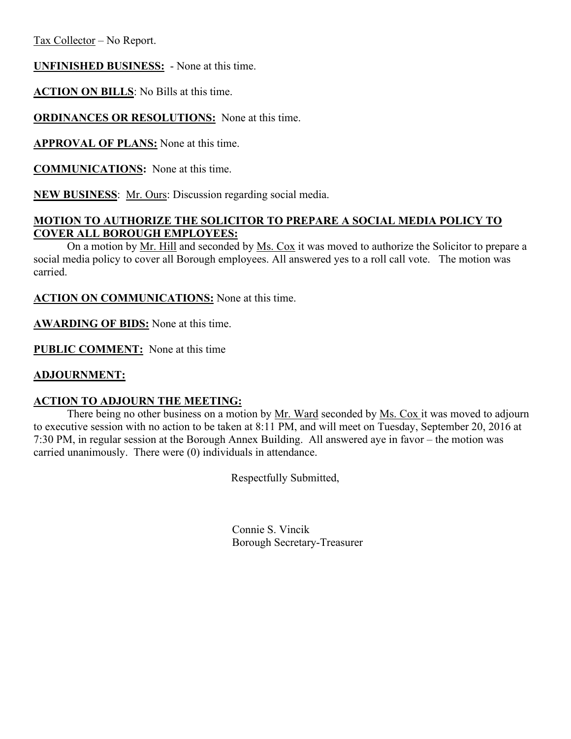Tax Collector – No Report.

**UNFINISHED BUSINESS:** - None at this time.

**ACTION ON BILLS**: No Bills at this time.

**ORDINANCES OR RESOLUTIONS:** None at this time.

**APPROVAL OF PLANS:** None at this time.

**COMMUNICATIONS:** None at this time.

**NEW BUSINESS**: Mr. Ours: Discussion regarding social media.

**MOTION TO AUTHORIZE THE SOLICITOR TO PREPARE A SOCIAL MEDIA POLICY TO COVER ALL BOROUGH EMPLOYEES:**

On a motion by Mr. Hill and seconded by Ms. Cox it was moved to authorize the Solicitor to prepare a social media policy to cover all Borough employees. All answered yes to a roll call vote. The motion was carried.

**ACTION ON COMMUNICATIONS:** None at this time.

**AWARDING OF BIDS:** None at this time.

**PUBLIC COMMENT:** None at this time

**ADJOURNMENT:**

**ACTION TO ADJOURN THE MEETING:**

There being no other business on a motion by Mr. Ward seconded by Ms. Cox it was moved to adjourn to executive session with no action to be taken at 8:11 PM, and will meet on Tuesday, September 20, 2016 at 7:30 PM, in regular session at the Borough Annex Building. All answered aye in favor – the motion was carried unanimously. There were (0) individuals in attendance.

Respectfully Submitted,

Connie S. Vincik
Borough Secretary-Treasurer